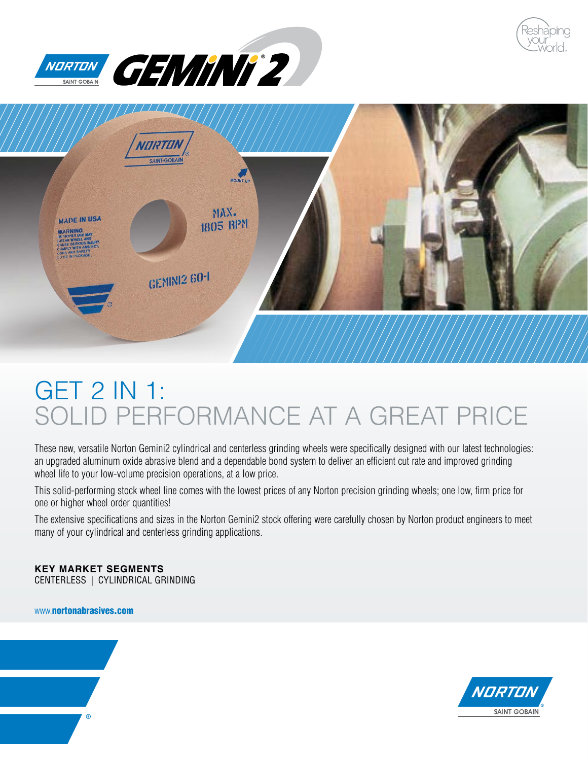# GET 2 IN 1:
## SOLID PERFORMANCE AT A GREAT PRICE

These new, versatile Norton Gemini2 cylindrical and centerless grinding wheels were specifically designed with our latest technologies: an upgraded aluminum oxide abrasive blend and a dependable bond system to deliver an efficient cut rate and improved grinding wheel life to your low-volume precision operations, at a low price.

This solid-performing stock wheel line comes with the lowest prices of any Norton precision grinding wheels; one low, firm price for one or higher wheel order quantities!

The extensive specifications and sizes in the Norton Gemini2 stock offering were carefully chosen by Norton product engineers to meet many of your cylindrical and centerless grinding applications.

**KEY MARKET SEGMENTS**
CENTERLESS | CYLINDRICAL GRINDING

www.**nortonabrasives.com**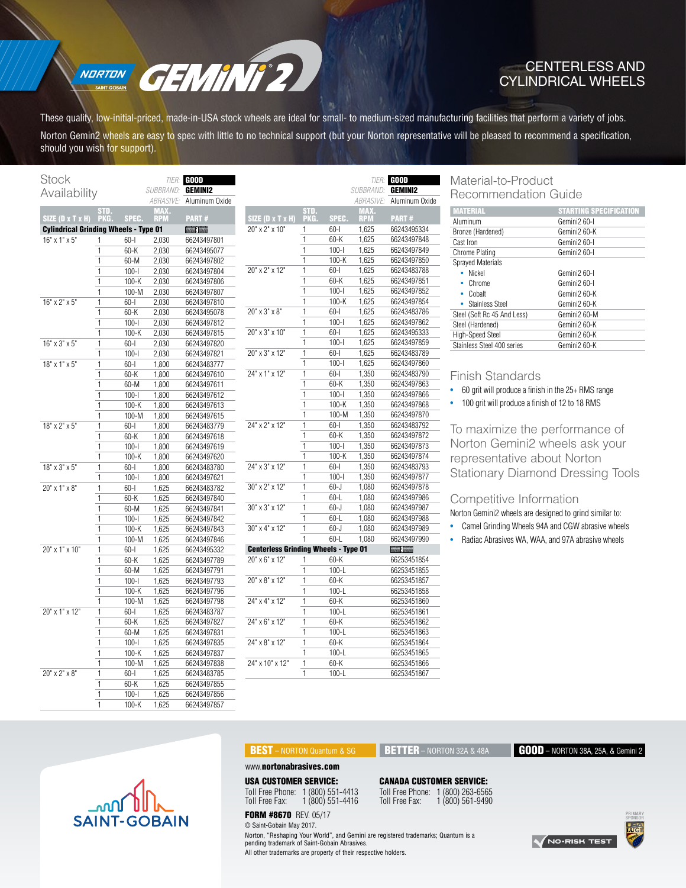# NORTON GEMINI 2

## CENTERLESS AND CYLINDRICAL WHEELS

These quality, low-initial-priced, made-in-USA stock wheels are ideal for small- to medium-sized manufacturing facilities that perform a variety of jobs.

Norton Gemini2 wheels are easy to spec with little to no technical support (but your Norton representative will be pleased to recommend a specification, should you wish for support).

## Stock Availability

| | | | TIER: | GOOD |
|---|---|---|---|---|
| | | | SUBBRAND: | GEMINI2 |
| | | | ABRASIVE: | Aluminum Oxide |
| SIZE (D x T x H) | STD. PKG. | SPEC. | MAX. RPM | PART # |
| **Cylindrical Grinding Wheels - Type 01** | | | | |
| 16" x 1" x 5" | 1 | 60-I | 2,030 | 66243497801 |
| | 1 | 60-K | 2,030 | 66243495077 |
| | 1 | 60-M | 2,030 | 66243497802 |
| | 1 | 100-I | 2,030 | 66243497804 |
| | 1 | 100-K | 2,030 | 66243497806 |
| | 1 | 100-M | 2,030 | 66243497807 |
| 16" x 2" x 5" | 1 | 60-I | 2,030 | 66243497810 |
| | 1 | 60-K | 2,030 | 66243495078 |
| | 1 | 100-I | 2,030 | 66243497812 |
| | 1 | 100-K | 2,030 | 66243497815 |
| 16" x 3" x 5" | 1 | 60-I | 2,030 | 66243497820 |
| | 1 | 100-I | 2,030 | 66243497821 |
| 18" x 1" x 5" | 1 | 60-I | 1,800 | 66243483777 |
| | 1 | 60-K | 1,800 | 66243497610 |
| | 1 | 60-M | 1,800 | 66243497611 |
| | 1 | 100-I | 1,800 | 66243497612 |
| | 1 | 100-K | 1,800 | 66243497613 |
| | 1 | 100-M | 1,800 | 66243497615 |
| 18" x 2" x 5" | 1 | 60-I | 1,800 | 66243483779 |
| | 1 | 60-K | 1,800 | 66243497618 |
| | 1 | 100-I | 1,800 | 66243497619 |
| | 1 | 100-K | 1,800 | 66243497620 |
| 18" x 3" x 5" | 1 | 60-I | 1,800 | 66243483780 |
| | 1 | 100-I | 1,800 | 66243497621 |
| 20" x 1" x 8" | 1 | 60-I | 1,625 | 66243483782 |
| | 1 | 60-K | 1,625 | 66243497840 |
| | 1 | 60-M | 1,625 | 66243497841 |
| | 1 | 100-I | 1,625 | 66243497842 |
| | 1 | 100-K | 1,625 | 66243497843 |
| | 1 | 100-M | 1,625 | 66243497846 |
| 20" x 1" x 10" | 1 | 60-I | 1,625 | 66243495332 |
| | 1 | 60-K | 1,625 | 66243497789 |
| | 1 | 60-M | 1,625 | 66243497791 |
| | 1 | 100-I | 1,625 | 66243497793 |
| | 1 | 100-K | 1,625 | 66243497796 |
| | 1 | 100-M | 1,625 | 66243497798 |
| 20" x 1" x 12" | 1 | 60-I | 1,625 | 66243483787 |
| | 1 | 60-K | 1,625 | 66243497827 |
| | 1 | 60-M | 1,625 | 66243497831 |
| | 1 | 100-I | 1,625 | 66243497835 |
| | 1 | 100-K | 1,625 | 66243497837 |
| | 1 | 100-M | 1,625 | 66243497838 |
| 20" x 2" x 8" | 1 | 60-I | 1,625 | 66243483785 |
| | 1 | 60-K | 1,625 | 66243497855 |
| | 1 | 100-I | 1,625 | 66243497856 |
| | 1 | 100-K | 1,625 | 66243497857 |
| 20" x 2" x 10" | 1 | 60-I | 1,625 | 66243495334 |
| | 1 | 60-K | 1,625 | 66243497848 |
| | 1 | 100-I | 1,625 | 66243497849 |
| | 1 | 100-K | 1,625 | 66243497850 |
| 20" x 2" x 12" | 1 | 60-I | 1,625 | 66243483788 |
| | 1 | 60-K | 1,625 | 66243497851 |
| | 1 | 100-I | 1,625 | 66243497852 |
| | 1 | 100-K | 1,625 | 66243497854 |
| 20" x 3" x 8" | 1 | 60-I | 1,625 | 66243483786 |
| | 1 | 100-I | 1,625 | 66243497862 |
| 20" x 3" x 10" | 1 | 60-I | 1,625 | 66243495333 |
| | 1 | 100-I | 1,625 | 66243497859 |
| 20" x 3" x 12" | 1 | 60-I | 1,625 | 66243483789 |
| | 1 | 100-I | 1,625 | 66243497860 |
| 24" x 1" x 12" | 1 | 60-I | 1,350 | 66243483790 |
| | 1 | 60-K | 1,350 | 66243497863 |
| | 1 | 100-I | 1,350 | 66243497866 |
| | 1 | 100-K | 1,350 | 66243497868 |
| | 1 | 100-M | 1,350 | 66243497870 |
| 24" x 2" x 12" | 1 | 60-I | 1,350 | 66243483792 |
| | 1 | 60-K | 1,350 | 66243497872 |
| | 1 | 100-I | 1,350 | 66243497873 |
| | 1 | 100-K | 1,350 | 66243497874 |
| 24" x 3" x 12" | 1 | 60-I | 1,350 | 66243483793 |
| | 1 | 100-I | 1,350 | 66243497877 |
| 30" x 2" x 12" | 1 | 60-J | 1,080 | 66243497878 |
| | 1 | 60-L | 1,080 | 66243497986 |
| 30" x 3" x 12" | 1 | 60-J | 1,080 | 66243497987 |
| | 1 | 60-L | 1,080 | 66243497988 |
| 30" x 4" x 12" | 1 | 60-J | 1,080 | 66243497989 |
| | 1 | 60-L | 1,080 | 66243497990 |
| **Centerless Grinding Wheels - Type 01** | | | | |
| 20" x 6" x 12" | 1 | 60-K | | 66253451854 |
| | 1 | 100-L | | 66253451855 |
| 20" x 8" x 12" | 1 | 60-K | | 66253451857 |
| | 1 | 100-L | | 66253451858 |
| 24" x 4" x 12" | 1 | 60-K | | 66253451860 |
| | 1 | 100-L | | 66253451861 |
| 24" x 6" x 12" | 1 | 60-K | | 66253451862 |
| | 1 | 100-L | | 66253451863 |
| 24" x 8" x 12" | 1 | 60-K | | 66253451864 |
| | 1 | 100-L | | 66253451865 |
| 24" x 10" x 12" | 1 | 60-K | | 66253451866 |
| | 1 | 100-L | | 66253451867 |

## Material-to-Product Recommendation Guide

| MATERIAL | STARTING SPECIFICATION |
|---|---|
| Aluminum | Gemini2 60-I |
| Bronze (Hardened) | Gemini2 60-K |
| Cast Iron | Gemini2 60-I |
| Chrome Plating | Gemini2 60-I |
| Sprayed Materials | |
| • Nickel | Gemini2 60-I |
| • Chrome | Gemini2 60-I |
| • Cobalt | Gemini2 60-K |
| • Stainless Steel | Gemini2 60-K |
| Steel (Soft Rc 45 And Less) | Gemini2 60-M |
| Steel (Hardened) | Gemini2 60-K |
| High-Speed Steel | Gemini2 60-K |
| Stainless Steel 400 series | Gemini2 60-K |

## Finish Standards

- 60 grit will produce a finish in the 25+ RMS range
- 100 grit will produce a finish of 12 to 18 RMS

To maximize the performance of Norton Gemini2 wheels ask your representative about Norton Stationary Diamond Dressing Tools

## Competitive Information

Norton Gemini2 wheels are designed to grind similar to:

- Camel Grinding Wheels 94A and CGW abrasive wheels
- Radiac Abrasives WA, WAA, and 97A abrasive wheels

**BEST** – NORTON Quantum & SG **BETTER** – NORTON 32A & 48A **GOOD** – NORTON 38A, 25A, & Gemini 2

www.**nortonabrasives.com**

**USA CUSTOMER SERVICE:**
Toll Free Phone: 1 (800) 551-4413
Toll Free Fax: 1 (800) 551-4416

**CANADA CUSTOMER SERVICE:**
Toll Free Phone: 1 (800) 263-6565
Toll Free Fax: 1 (800) 561-9490

**FORM #8670** REV. 05/17

© Saint-Gobain May 2017.

Norton, "Reshaping Your World", and Gemini are registered trademarks; Quantum is a pending trademark of Saint-Gobain Abrasives.
All other trademarks are property of their respective holders.

NO-RISK TEST

PRIMARY SPONSOR